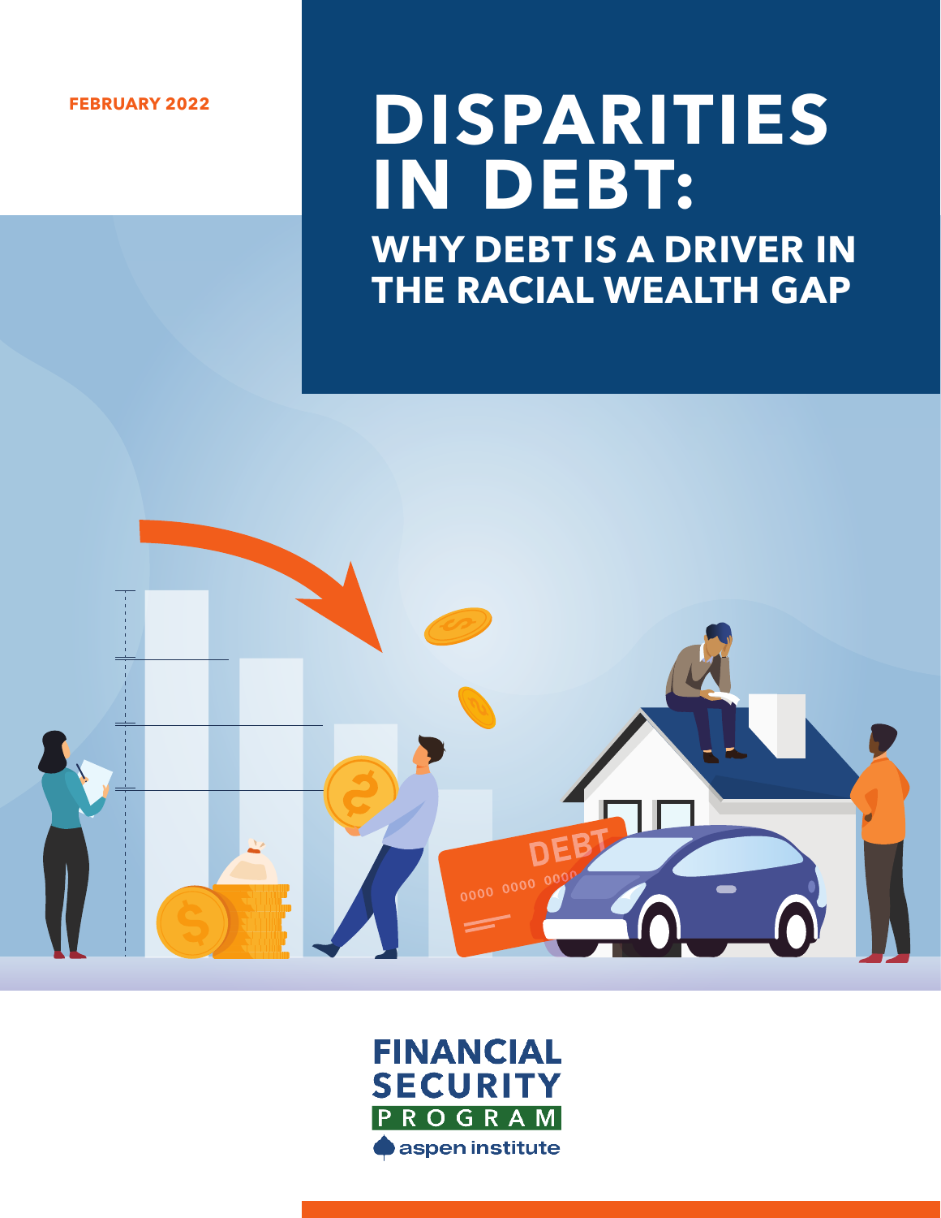FEBRUARY 2022

# DISPARITIES IN DEBT:

## WHY DEBT IS A DRIVER IN THE RACIAL WEALTH GAP

FINANCIAL SECURITY PROGRAM

aspen institute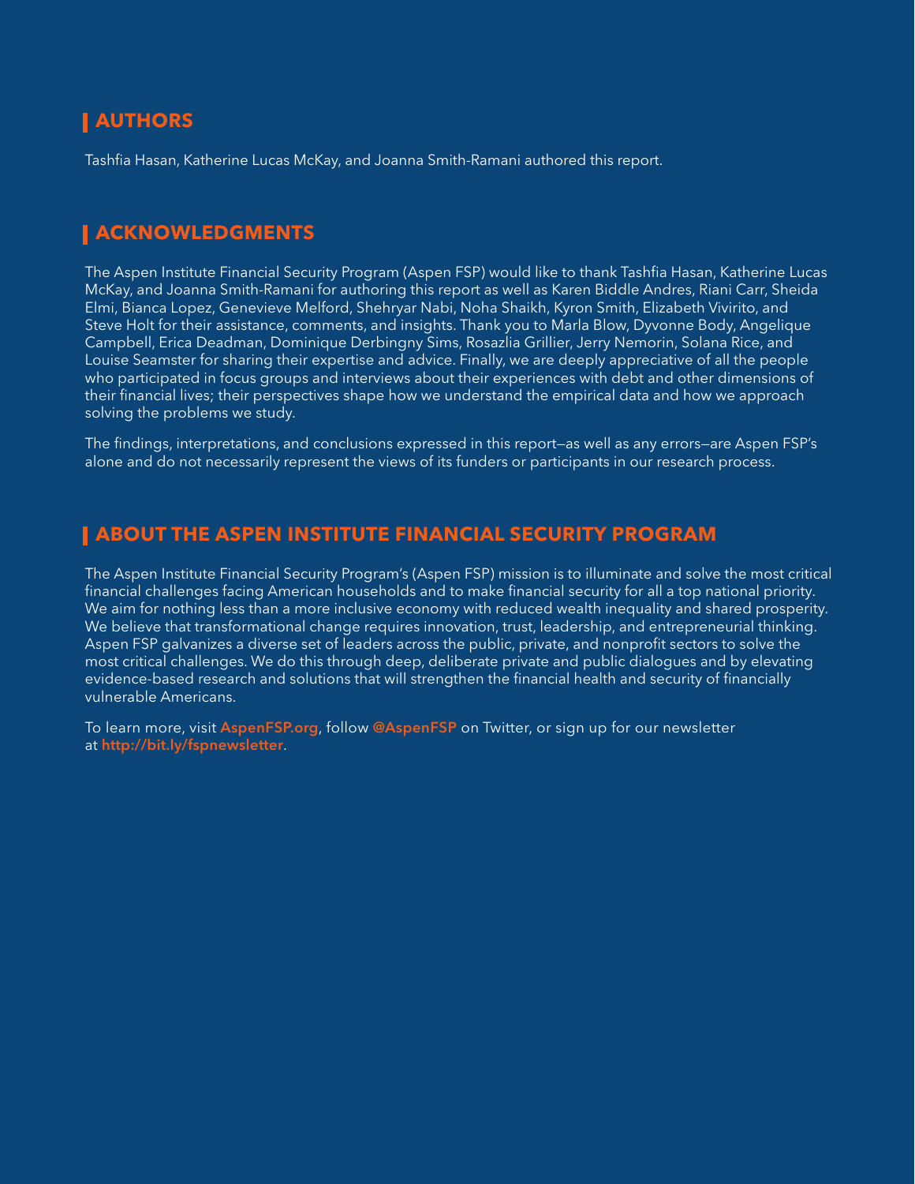## AUTHORS

Tashfia Hasan, Katherine Lucas McKay, and Joanna Smith-Ramani authored this report.

## ACKNOWLEDGMENTS

The Aspen Institute Financial Security Program (Aspen FSP) would like to thank Tashfia Hasan, Katherine Lucas McKay, and Joanna Smith-Ramani for authoring this report as well as Karen Biddle Andres, Riani Carr, Sheida Elmi, Bianca Lopez, Genevieve Melford, Shehryar Nabi, Noha Shaikh, Kyron Smith, Elizabeth Vivirito, and Steve Holt for their assistance, comments, and insights. Thank you to Marla Blow, Dyvonne Body, Angelique Campbell, Erica Deadman, Dominique Derbingny Sims, Rosazlia Grillier, Jerry Nemorin, Solana Rice, and Louise Seamster for sharing their expertise and advice. Finally, we are deeply appreciative of all the people who participated in focus groups and interviews about their experiences with debt and other dimensions of their financial lives; their perspectives shape how we understand the empirical data and how we approach solving the problems we study.

The findings, interpretations, and conclusions expressed in this report—as well as any errors—are Aspen FSP's alone and do not necessarily represent the views of its funders or participants in our research process.

## ABOUT THE ASPEN INSTITUTE FINANCIAL SECURITY PROGRAM

The Aspen Institute Financial Security Program's (Aspen FSP) mission is to illuminate and solve the most critical financial challenges facing American households and to make financial security for all a top national priority. We aim for nothing less than a more inclusive economy with reduced wealth inequality and shared prosperity. We believe that transformational change requires innovation, trust, leadership, and entrepreneurial thinking. Aspen FSP galvanizes a diverse set of leaders across the public, private, and nonprofit sectors to solve the most critical challenges. We do this through deep, deliberate private and public dialogues and by elevating evidence-based research and solutions that will strengthen the financial health and security of financially vulnerable Americans.

To learn more, visit **AspenFSP.org**, follow **@AspenFSP** on Twitter, or sign up for our newsletter at **http://bit.ly/fspnewsletter**.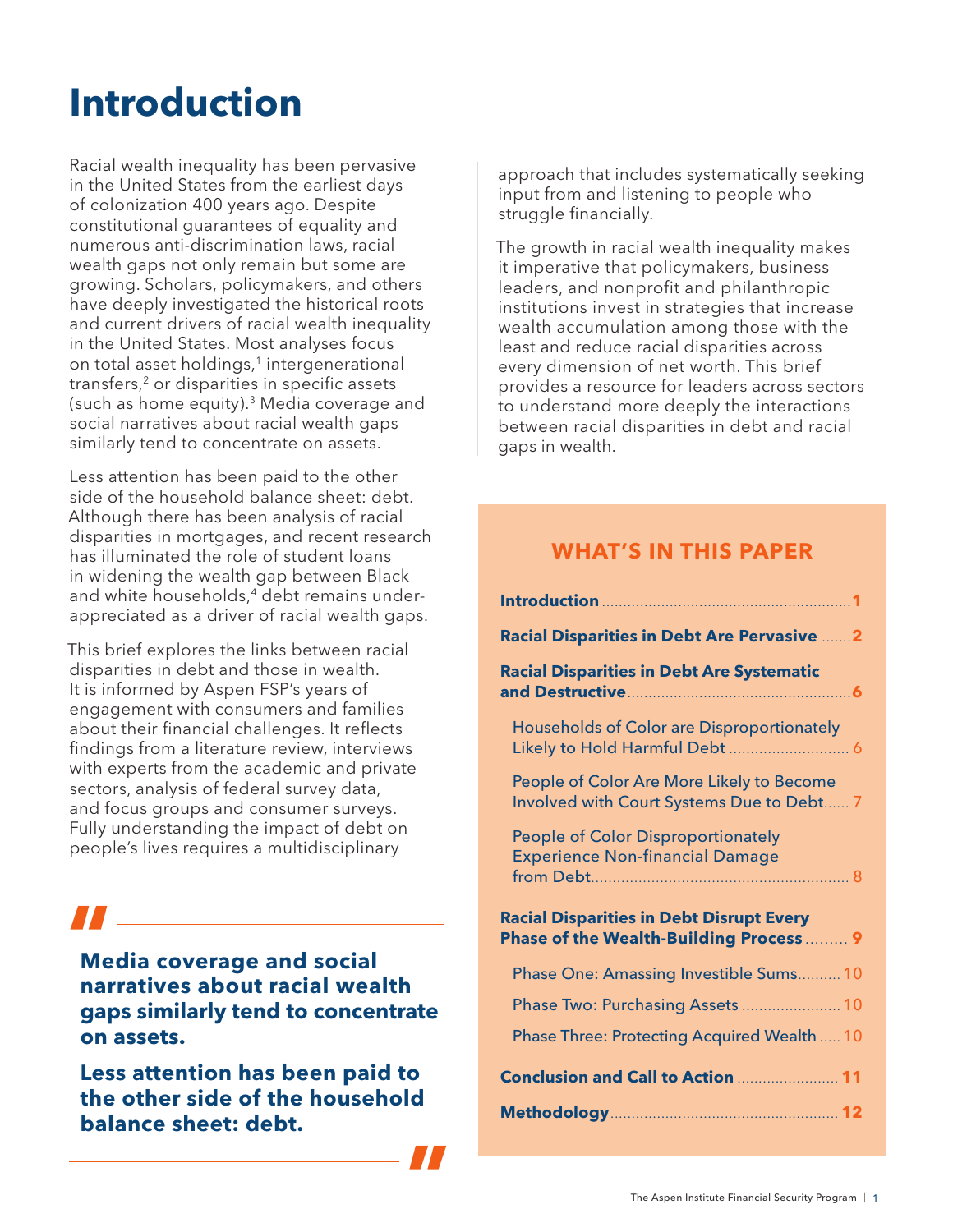# Introduction

Racial wealth inequality has been pervasive in the United States from the earliest days of colonization 400 years ago. Despite constitutional guarantees of equality and numerous anti-discrimination laws, racial wealth gaps not only remain but some are growing. Scholars, policymakers, and others have deeply investigated the historical roots and current drivers of racial wealth inequality in the United States. Most analyses focus on total asset holdings,[1] intergenerational transfers,[2] or disparities in specific assets (such as home equity).[3] Media coverage and social narratives about racial wealth gaps similarly tend to concentrate on assets.

Less attention has been paid to the other side of the household balance sheet: debt. Although there has been analysis of racial disparities in mortgages, and recent research has illuminated the role of student loans in widening the wealth gap between Black and white households,[4] debt remains under-appreciated as a driver of racial wealth gaps.

This brief explores the links between racial disparities in debt and those in wealth. It is informed by Aspen FSP's years of engagement with consumers and families about their financial challenges. It reflects findings from a literature review, interviews with experts from the academic and private sectors, analysis of federal survey data, and focus groups and consumer surveys. Fully understanding the impact of debt on people's lives requires a multidisciplinary approach that includes systematically seeking input from and listening to people who struggle financially.

The growth in racial wealth inequality makes it imperative that policymakers, business leaders, and nonprofit and philanthropic institutions invest in strategies that increase wealth accumulation among those with the least and reduce racial disparities across every dimension of net worth. This brief provides a resource for leaders across sectors to understand more deeply the interactions between racial disparities in debt and racial gaps in wealth.

> **Media coverage and social narratives about racial wealth gaps similarly tend to concentrate on assets.**
>
> **Less attention has been paid to the other side of the household balance sheet: debt.**

## WHAT'S IN THIS PAPER

**Introduction** .......... **1**

**Racial Disparities in Debt Are Pervasive** .......... **2**

**Racial Disparities in Debt Are Systematic and Destructive** .......... **6**

- Households of Color are Disproportionately Likely to Hold Harmful Debt .......... 6
- People of Color Are More Likely to Become Involved with Court Systems Due to Debt .......... 7
- People of Color Disproportionately Experience Non-financial Damage from Debt .......... 8

**Racial Disparities in Debt Disrupt Every Phase of the Wealth-Building Process** .......... **9**

- Phase One: Amassing Investible Sums .......... 10
- Phase Two: Purchasing Assets .......... 10
- Phase Three: Protecting Acquired Wealth .......... 10

**Conclusion and Call to Action** .......... **11**

**Methodology** .......... **12**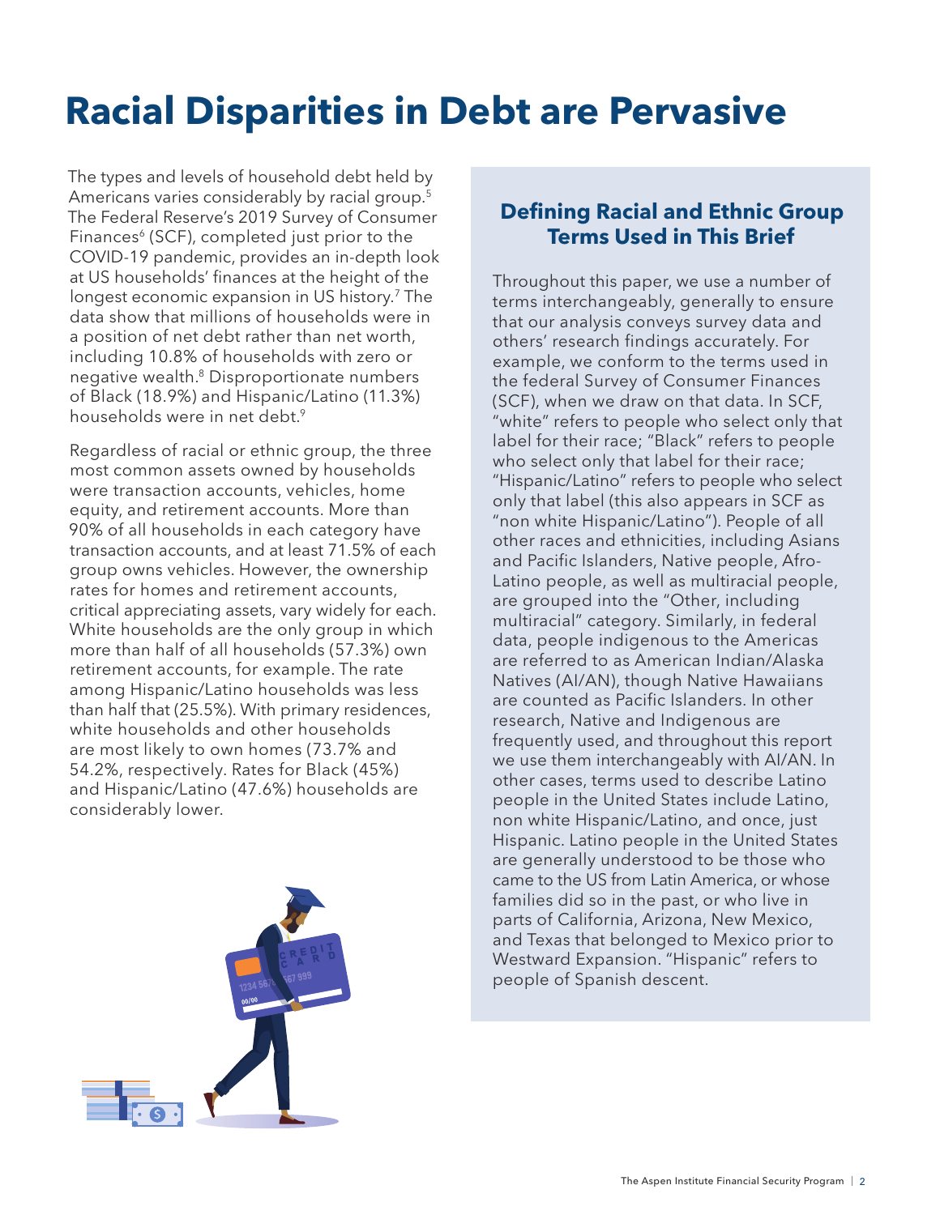# Racial Disparities in Debt are Pervasive

The types and levels of household debt held by Americans varies considerably by racial group.[5] The Federal Reserve's 2019 Survey of Consumer Finances[6] (SCF), completed just prior to the COVID-19 pandemic, provides an in-depth look at US households' finances at the height of the longest economic expansion in US history.[7] The data show that millions of households were in a position of net debt rather than net worth, including 10.8% of households with zero or negative wealth.[8] Disproportionate numbers of Black (18.9%) and Hispanic/Latino (11.3%) households were in net debt.[9]

Regardless of racial or ethnic group, the three most common assets owned by households were transaction accounts, vehicles, home equity, and retirement accounts. More than 90% of all households in each category have transaction accounts, and at least 71.5% of each group owns vehicles. However, the ownership rates for homes and retirement accounts, critical appreciating assets, vary widely for each. White households are the only group in which more than half of all households (57.3%) own retirement accounts, for example. The rate among Hispanic/Latino households was less than half that (25.5%). With primary residences, white households and other households are most likely to own homes (73.7% and 54.2%, respectively. Rates for Black (45%) and Hispanic/Latino (47.6%) households are considerably lower.

## Defining Racial and Ethnic Group Terms Used in This Brief

Throughout this paper, we use a number of terms interchangeably, generally to ensure that our analysis conveys survey data and others' research findings accurately. For example, we conform to the terms used in the federal Survey of Consumer Finances (SCF), when we draw on that data. In SCF, "white" refers to people who select only that label for their race; "Black" refers to people who select only that label for their race; "Hispanic/Latino" refers to people who select only that label (this also appears in SCF as "non white Hispanic/Latino"). People of all other races and ethnicities, including Asians and Pacific Islanders, Native people, Afro-Latino people, as well as multiracial people, are grouped into the "Other, including multiracial" category. Similarly, in federal data, people indigenous to the Americas are referred to as American Indian/Alaska Natives (AI/AN), though Native Hawaiians are counted as Pacific Islanders. In other research, Native and Indigenous are frequently used, and throughout this report we use them interchangeably with AI/AN. In other cases, terms used to describe Latino people in the United States include Latino, non white Hispanic/Latino, and once, just Hispanic. Latino people in the United States are generally understood to be those who came to the US from Latin America, or whose families did so in the past, or who live in parts of California, Arizona, New Mexico, and Texas that belonged to Mexico prior to Westward Expansion. "Hispanic" refers to people of Spanish descent.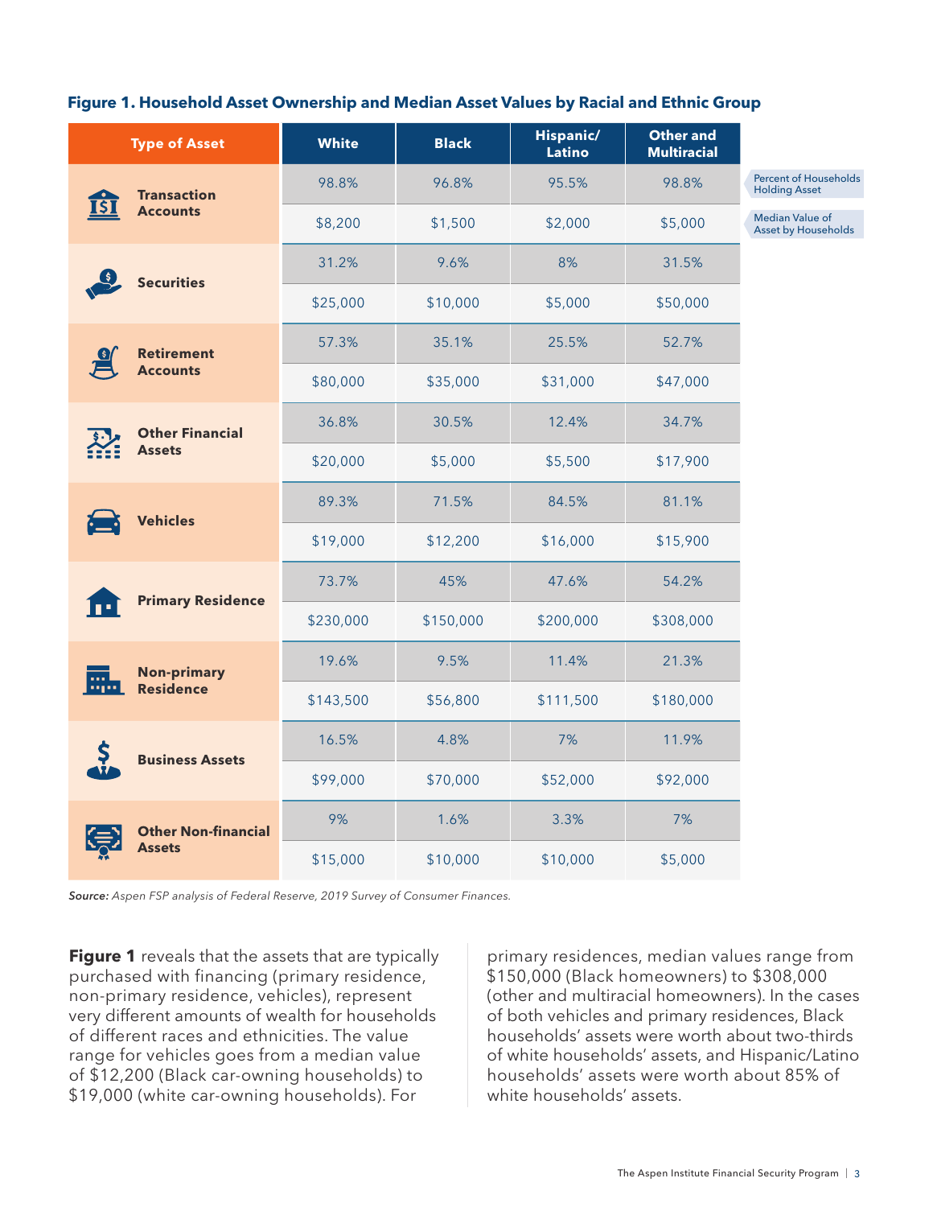**Figure 1. Household Asset Ownership and Median Asset Values by Racial and Ethnic Group**

| Type of Asset | | White | Black | Hispanic/ Latino | Other and Multiracial |
|---|---|---|---|---|---|
| Transaction Accounts | Percent of Households Holding Asset | 98.8% | 96.8% | 95.5% | 98.8% |
| | Median Value of Asset by Households | $8,200 | $1,500 | $2,000 | $5,000 |
| Securities | Percent of Households Holding Asset | 31.2% | 9.6% | 8% | 31.5% |
| | Median Value of Asset by Households | $25,000 | $10,000 | $5,000 | $50,000 |
| Retirement Accounts | Percent of Households Holding Asset | 57.3% | 35.1% | 25.5% | 52.7% |
| | Median Value of Asset by Households | $80,000 | $35,000 | $31,000 | $47,000 |
| Other Financial Assets | Percent of Households Holding Asset | 36.8% | 30.5% | 12.4% | 34.7% |
| | Median Value of Asset by Households | $20,000 | $5,000 | $5,500 | $17,900 |
| Vehicles | Percent of Households Holding Asset | 89.3% | 71.5% | 84.5% | 81.1% |
| | Median Value of Asset by Households | $19,000 | $12,200 | $16,000 | $15,900 |
| Primary Residence | Percent of Households Holding Asset | 73.7% | 45% | 47.6% | 54.2% |
| | Median Value of Asset by Households | $230,000 | $150,000 | $200,000 | $308,000 |
| Non-primary Residence | Percent of Households Holding Asset | 19.6% | 9.5% | 11.4% | 21.3% |
| | Median Value of Asset by Households | $143,500 | $56,800 | $111,500 | $180,000 |
| Business Assets | Percent of Households Holding Asset | 16.5% | 4.8% | 7% | 11.9% |
| | Median Value of Asset by Households | $99,000 | $70,000 | $52,000 | $92,000 |
| Other Non-financial Assets | Percent of Households Holding Asset | 9% | 1.6% | 3.3% | 7% |
| | Median Value of Asset by Households | $15,000 | $10,000 | $10,000 | $5,000 |

***Source:** Aspen FSP analysis of Federal Reserve, 2019 Survey of Consumer Finances.*

**Figure 1** reveals that the assets that are typically purchased with financing (primary residence, non-primary residence, vehicles), represent very different amounts of wealth for households of different races and ethnicities. The value range for vehicles goes from a median value of $12,200 (Black car-owning households) to $19,000 (white car-owning households). For primary residences, median values range from $150,000 (Black homeowners) to $308,000 (other and multiracial homeowners). In the cases of both vehicles and primary residences, Black households' assets were worth about two-thirds of white households' assets, and Hispanic/Latino households' assets were worth about 85% of white households' assets.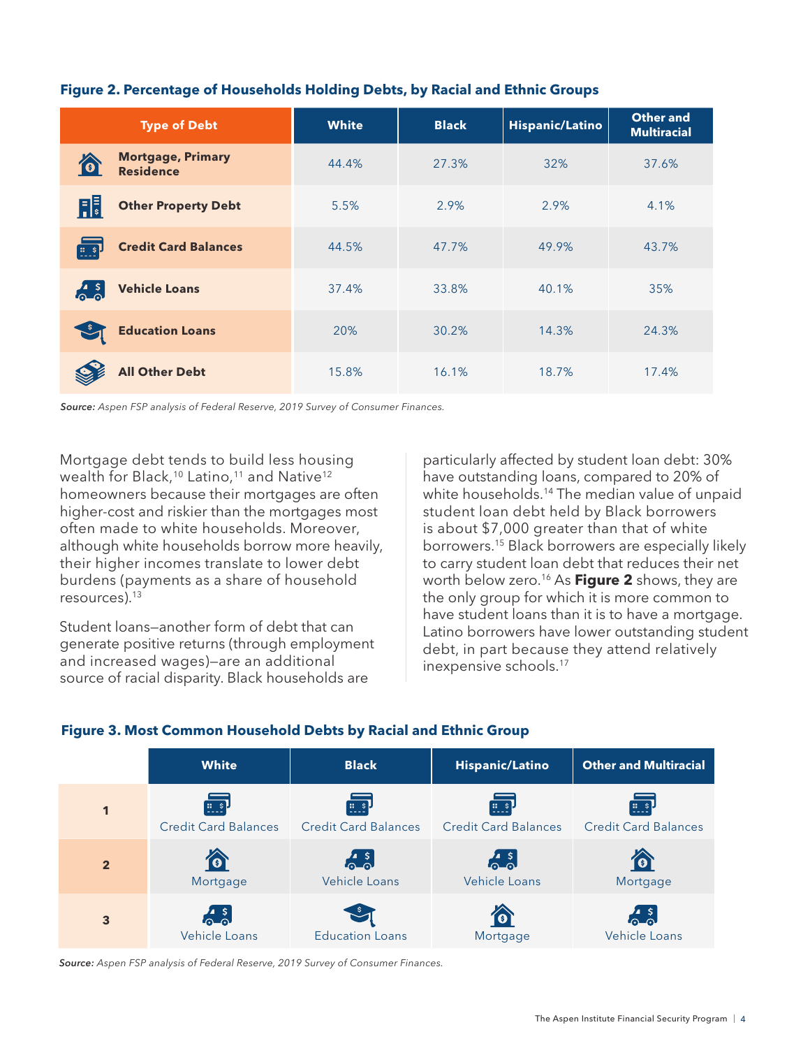**Figure 2. Percentage of Households Holding Debts, by Racial and Ethnic Groups**

| Type of Debt | White | Black | Hispanic/Latino | Other and Multiracial |
|---|---|---|---|---|
| Mortgage, Primary Residence | 44.4% | 27.3% | 32% | 37.6% |
| Other Property Debt | 5.5% | 2.9% | 2.9% | 4.1% |
| Credit Card Balances | 44.5% | 47.7% | 49.9% | 43.7% |
| Vehicle Loans | 37.4% | 33.8% | 40.1% | 35% |
| Education Loans | 20% | 30.2% | 14.3% | 24.3% |
| All Other Debt | 15.8% | 16.1% | 18.7% | 17.4% |

***Source:*** *Aspen FSP analysis of Federal Reserve, 2019 Survey of Consumer Finances.*

Mortgage debt tends to build less housing wealth for Black,[10] Latino,[11] and Native[12] homeowners because their mortgages are often higher-cost and riskier than the mortgages most often made to white households. Moreover, although white households borrow more heavily, their higher incomes translate to lower debt burdens (payments as a share of household resources).[13]

Student loans—another form of debt that can generate positive returns (through employment and increased wages)—are an additional source of racial disparity. Black households are particularly affected by student loan debt: 30% have outstanding loans, compared to 20% of white households.[14] The median value of unpaid student loan debt held by Black borrowers is about $7,000 greater than that of white borrowers.[15] Black borrowers are especially likely to carry student loan debt that reduces their net worth below zero.[16] As **Figure 2** shows, they are the only group for which it is more common to have student loans than it is to have a mortgage. Latino borrowers have lower outstanding student debt, in part because they attend relatively inexpensive schools.[17]

**Figure 3. Most Common Household Debts by Racial and Ethnic Group**

| | White | Black | Hispanic/Latino | Other and Multiracial |
|---|---|---|---|---|
| 1 | Credit Card Balances | Credit Card Balances | Credit Card Balances | Credit Card Balances |
| 2 | Mortgage | Vehicle Loans | Vehicle Loans | Mortgage |
| 3 | Vehicle Loans | Education Loans | Mortgage | Vehicle Loans |

***Source:*** *Aspen FSP analysis of Federal Reserve, 2019 Survey of Consumer Finances.*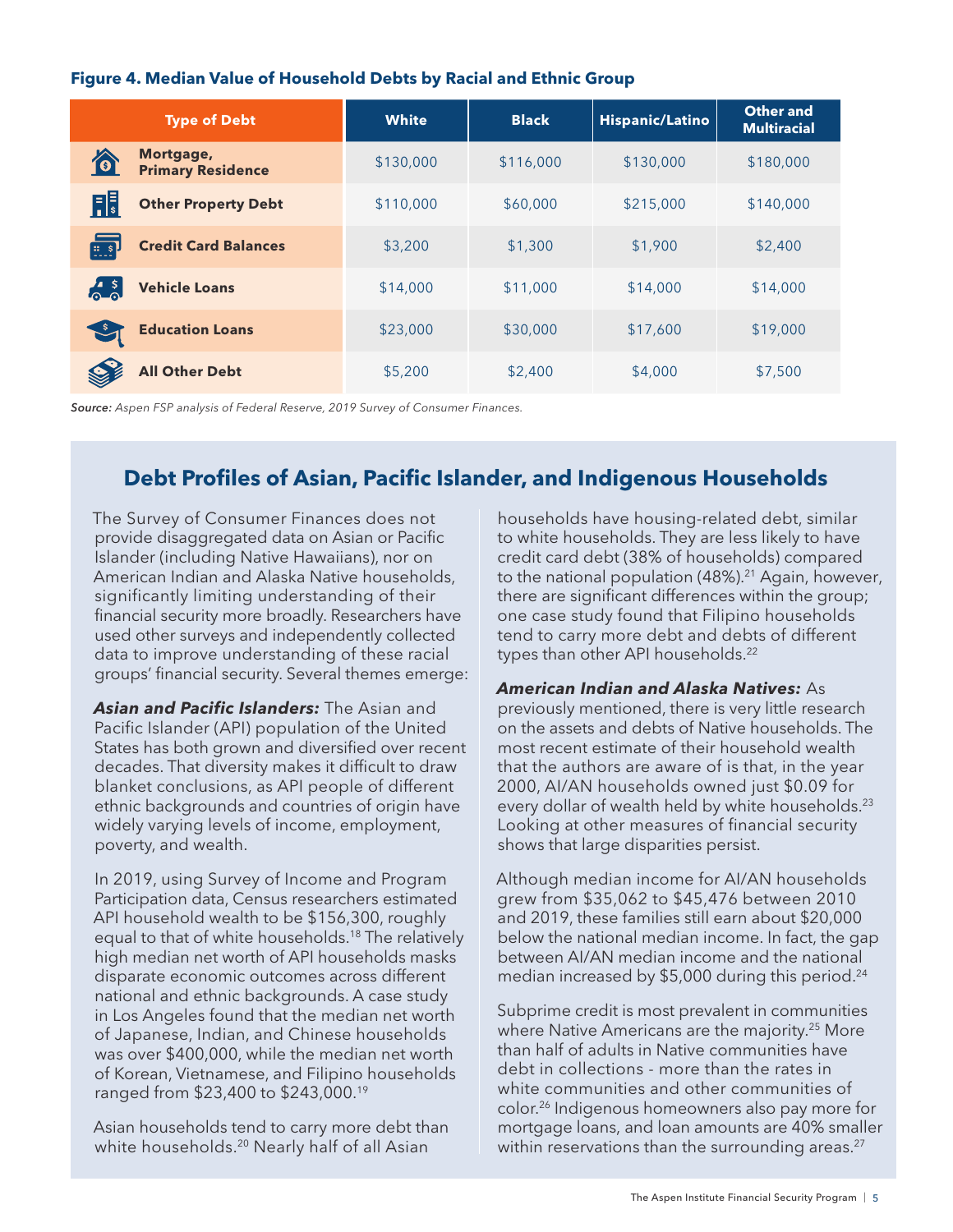**Figure 4. Median Value of Household Debts by Racial and Ethnic Group**

| Type of Debt | White | Black | Hispanic/Latino | Other and Multiracial |
|---|---|---|---|---|
| Mortgage, Primary Residence | $130,000 | $116,000 | $130,000 | $180,000 |
| Other Property Debt | $110,000 | $60,000 | $215,000 | $140,000 |
| Credit Card Balances | $3,200 | $1,300 | $1,900 | $2,400 |
| Vehicle Loans | $14,000 | $11,000 | $14,000 | $14,000 |
| Education Loans | $23,000 | $30,000 | $17,600 | $19,000 |
| All Other Debt | $5,200 | $2,400 | $4,000 | $7,500 |

***Source:*** *Aspen FSP analysis of Federal Reserve, 2019 Survey of Consumer Finances.*

## Debt Profiles of Asian, Pacific Islander, and Indigenous Households

The Survey of Consumer Finances does not provide disaggregated data on Asian or Pacific Islander (including Native Hawaiians), nor on American Indian and Alaska Native households, significantly limiting understanding of their financial security more broadly. Researchers have used other surveys and independently collected data to improve understanding of these racial groups' financial security. Several themes emerge:

***Asian and Pacific Islanders:*** The Asian and Pacific Islander (API) population of the United States has both grown and diversified over recent decades. That diversity makes it difficult to draw blanket conclusions, as API people of different ethnic backgrounds and countries of origin have widely varying levels of income, employment, poverty, and wealth.

In 2019, using Survey of Income and Program Participation data, Census researchers estimated API household wealth to be $156,300, roughly equal to that of white households.[18] The relatively high median net worth of API households masks disparate economic outcomes across different national and ethnic backgrounds. A case study in Los Angeles found that the median net worth of Japanese, Indian, and Chinese households was over $400,000, while the median net worth of Korean, Vietnamese, and Filipino households ranged from $23,400 to $243,000.[19]

Asian households tend to carry more debt than white households.[20] Nearly half of all Asian households have housing-related debt, similar to white households. They are less likely to have credit card debt (38% of households) compared to the national population (48%).[21] Again, however, there are significant differences within the group; one case study found that Filipino households tend to carry more debt and debts of different types than other API households.[22]

***American Indian and Alaska Natives:*** As previously mentioned, there is very little research on the assets and debts of Native households. The most recent estimate of their household wealth that the authors are aware of is that, in the year 2000, AI/AN households owned just $0.09 for every dollar of wealth held by white households.[23] Looking at other measures of financial security shows that large disparities persist.

Although median income for AI/AN households grew from $35,062 to $45,476 between 2010 and 2019, these families still earn about $20,000 below the national median income. In fact, the gap between AI/AN median income and the national median increased by $5,000 during this period.[24]

Subprime credit is most prevalent in communities where Native Americans are the majority.[25] More than half of adults in Native communities have debt in collections - more than the rates in white communities and other communities of color.[26] Indigenous homeowners also pay more for mortgage loans, and loan amounts are 40% smaller within reservations than the surrounding areas.[27]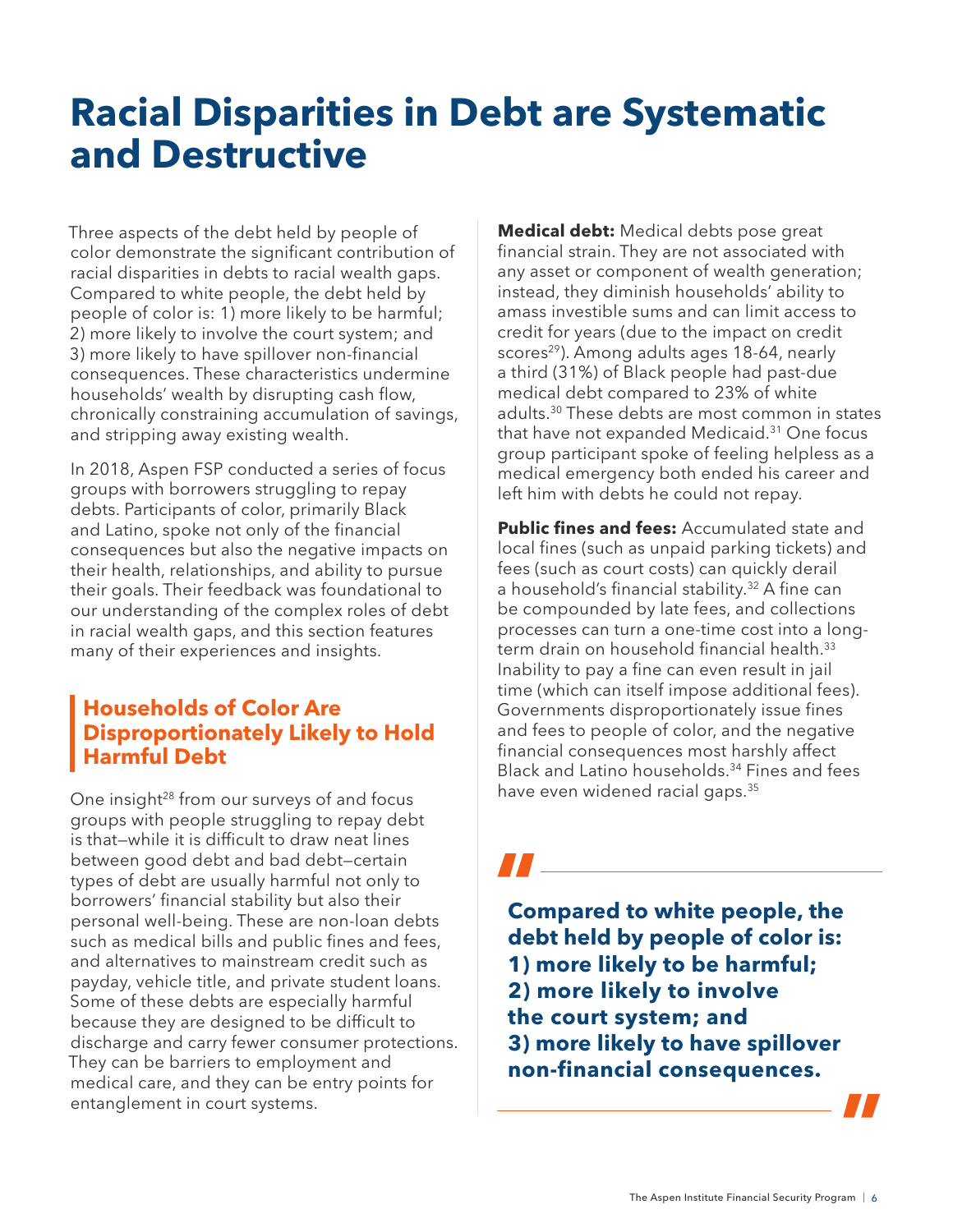# Racial Disparities in Debt are Systematic and Destructive

Three aspects of the debt held by people of color demonstrate the significant contribution of racial disparities in debts to racial wealth gaps. Compared to white people, the debt held by people of color is: 1) more likely to be harmful; 2) more likely to involve the court system; and 3) more likely to have spillover non-financial consequences. These characteristics undermine households' wealth by disrupting cash flow, chronically constraining accumulation of savings, and stripping away existing wealth.

In 2018, Aspen FSP conducted a series of focus groups with borrowers struggling to repay debts. Participants of color, primarily Black and Latino, spoke not only of the financial consequences but also the negative impacts on their health, relationships, and ability to pursue their goals. Their feedback was foundational to our understanding of the complex roles of debt in racial wealth gaps, and this section features many of their experiences and insights.

## Households of Color Are Disproportionately Likely to Hold Harmful Debt

One insight[28] from our surveys of and focus groups with people struggling to repay debt is that—while it is difficult to draw neat lines between good debt and bad debt—certain types of debt are usually harmful not only to borrowers' financial stability but also their personal well-being. These are non-loan debts such as medical bills and public fines and fees, and alternatives to mainstream credit such as payday, vehicle title, and private student loans. Some of these debts are especially harmful because they are designed to be difficult to discharge and carry fewer consumer protections. They can be barriers to employment and medical care, and they can be entry points for entanglement in court systems.

**Medical debt:** Medical debts pose great financial strain. They are not associated with any asset or component of wealth generation; instead, they diminish households' ability to amass investible sums and can limit access to credit for years (due to the impact on credit scores[29]). Among adults ages 18-64, nearly a third (31%) of Black people had past-due medical debt compared to 23% of white adults.[30] These debts are most common in states that have not expanded Medicaid.[31] One focus group participant spoke of feeling helpless as a medical emergency both ended his career and left him with debts he could not repay.

**Public fines and fees:** Accumulated state and local fines (such as unpaid parking tickets) and fees (such as court costs) can quickly derail a household's financial stability.[32] A fine can be compounded by late fees, and collections processes can turn a one-time cost into a long-term drain on household financial health.[33] Inability to pay a fine can even result in jail time (which can itself impose additional fees). Governments disproportionately issue fines and fees to people of color, and the negative financial consequences most harshly affect Black and Latino households.[34] Fines and fees have even widened racial gaps.[35]

> **Compared to white people, the debt held by people of color is: 1) more likely to be harmful; 2) more likely to involve the court system; and 3) more likely to have spillover non-financial consequences.**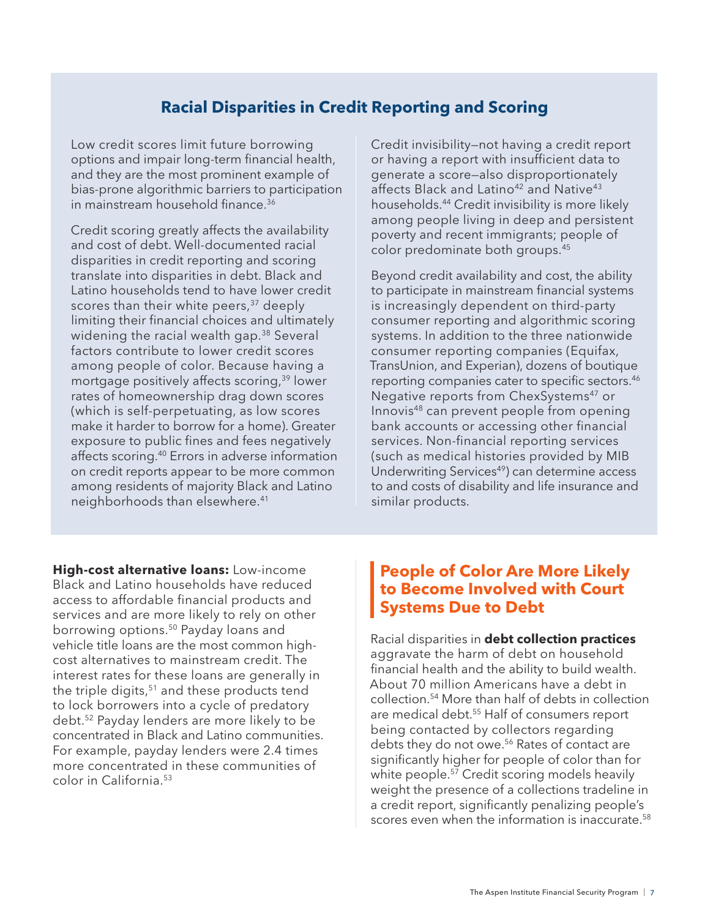## Racial Disparities in Credit Reporting and Scoring

Low credit scores limit future borrowing options and impair long-term financial health, and they are the most prominent example of bias-prone algorithmic barriers to participation in mainstream household finance.[36]

Credit scoring greatly affects the availability and cost of debt. Well-documented racial disparities in credit reporting and scoring translate into disparities in debt. Black and Latino households tend to have lower credit scores than their white peers,[37] deeply limiting their financial choices and ultimately widening the racial wealth gap.[38] Several factors contribute to lower credit scores among people of color. Because having a mortgage positively affects scoring,[39] lower rates of homeownership drag down scores (which is self-perpetuating, as low scores make it harder to borrow for a home). Greater exposure to public fines and fees negatively affects scoring.[40] Errors in adverse information on credit reports appear to be more common among residents of majority Black and Latino neighborhoods than elsewhere.[41]

Credit invisibility—not having a credit report or having a report with insufficient data to generate a score—also disproportionately affects Black and Latino[42] and Native[43] households.[44] Credit invisibility is more likely among people living in deep and persistent poverty and recent immigrants; people of color predominate both groups.[45]

Beyond credit availability and cost, the ability to participate in mainstream financial systems is increasingly dependent on third-party consumer reporting and algorithmic scoring systems. In addition to the three nationwide consumer reporting companies (Equifax, TransUnion, and Experian), dozens of boutique reporting companies cater to specific sectors.[46] Negative reports from ChexSystems[47] or Innovis[48] can prevent people from opening bank accounts or accessing other financial services. Non-financial reporting services (such as medical histories provided by MIB Underwriting Services[49]) can determine access to and costs of disability and life insurance and similar products.

**High-cost alternative loans:** Low-income Black and Latino households have reduced access to affordable financial products and services and are more likely to rely on other borrowing options.[50] Payday loans and vehicle title loans are the most common high-cost alternatives to mainstream credit. The interest rates for these loans are generally in the triple digits,[51] and these products tend to lock borrowers into a cycle of predatory debt.[52] Payday lenders are more likely to be concentrated in Black and Latino communities. For example, payday lenders were 2.4 times more concentrated in these communities of color in California.[53]

## People of Color Are More Likely to Become Involved with Court Systems Due to Debt

Racial disparities in **debt collection practices** aggravate the harm of debt on household financial health and the ability to build wealth. About 70 million Americans have a debt in collection.[54] More than half of debts in collection are medical debt.[55] Half of consumers report being contacted by collectors regarding debts they do not owe.[56] Rates of contact are significantly higher for people of color than for white people.[57] Credit scoring models heavily weight the presence of a collections tradeline in a credit report, significantly penalizing people's scores even when the information is inaccurate.[58]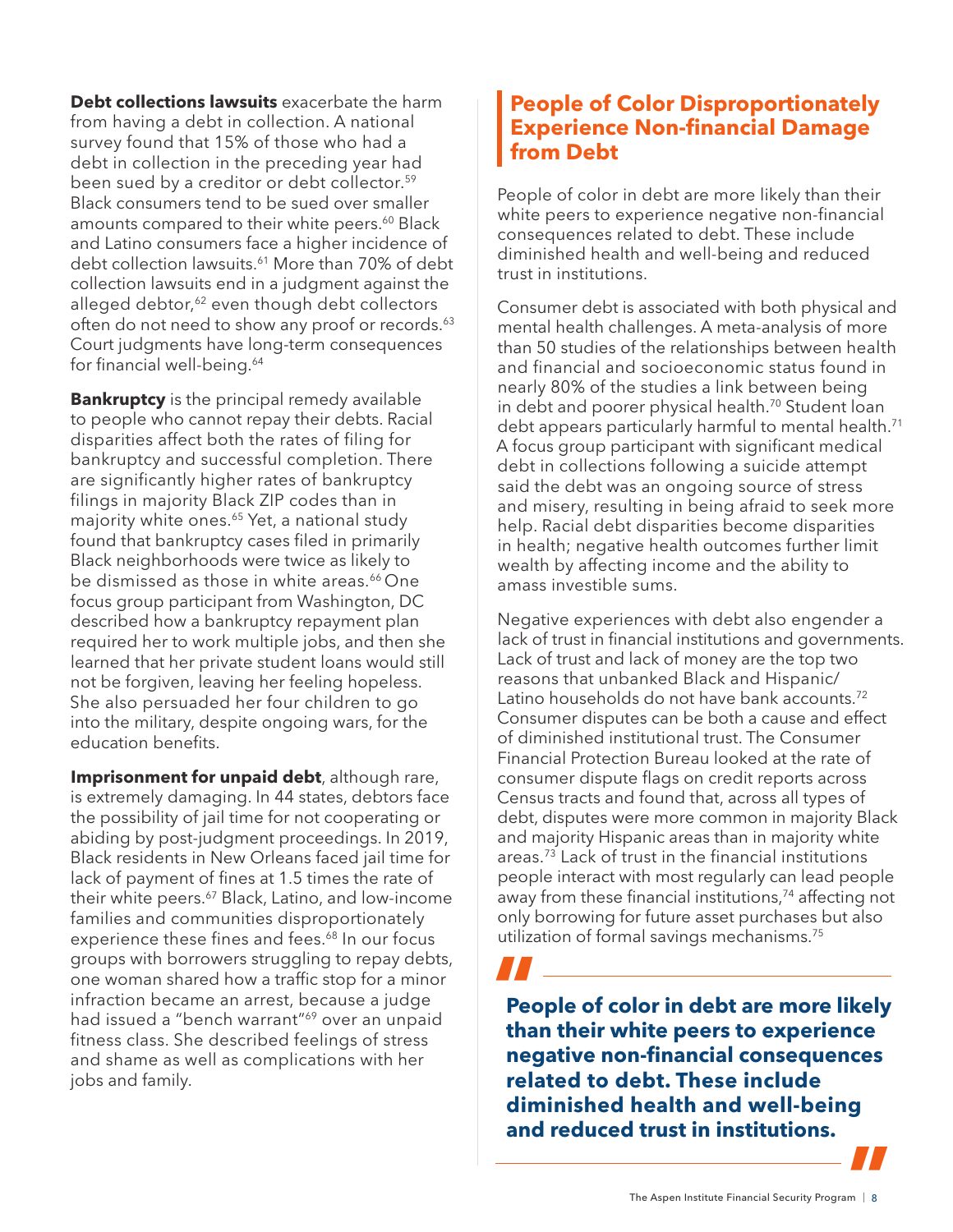**Debt collections lawsuits** exacerbate the harm from having a debt in collection. A national survey found that 15% of those who had a debt in collection in the preceding year had been sued by a creditor or debt collector.[59] Black consumers tend to be sued over smaller amounts compared to their white peers.[60] Black and Latino consumers face a higher incidence of debt collection lawsuits.[61] More than 70% of debt collection lawsuits end in a judgment against the alleged debtor,[62] even though debt collectors often do not need to show any proof or records.[63] Court judgments have long-term consequences for financial well-being.[64]

**Bankruptcy** is the principal remedy available to people who cannot repay their debts. Racial disparities affect both the rates of filing for bankruptcy and successful completion. There are significantly higher rates of bankruptcy filings in majority Black ZIP codes than in majority white ones.[65] Yet, a national study found that bankruptcy cases filed in primarily Black neighborhoods were twice as likely to be dismissed as those in white areas.[66] One focus group participant from Washington, DC described how a bankruptcy repayment plan required her to work multiple jobs, and then she learned that her private student loans would still not be forgiven, leaving her feeling hopeless. She also persuaded her four children to go into the military, despite ongoing wars, for the education benefits.

**Imprisonment for unpaid debt**, although rare, is extremely damaging. In 44 states, debtors face the possibility of jail time for not cooperating or abiding by post-judgment proceedings. In 2019, Black residents in New Orleans faced jail time for lack of payment of fines at 1.5 times the rate of their white peers.[67] Black, Latino, and low-income families and communities disproportionately experience these fines and fees.[68] In our focus groups with borrowers struggling to repay debts, one woman shared how a traffic stop for a minor infraction became an arrest, because a judge had issued a "bench warrant"[69] over an unpaid fitness class. She described feelings of stress and shame as well as complications with her jobs and family.

## People of Color Disproportionately Experience Non-financial Damage from Debt

People of color in debt are more likely than their white peers to experience negative non-financial consequences related to debt. These include diminished health and well-being and reduced trust in institutions.

Consumer debt is associated with both physical and mental health challenges. A meta-analysis of more than 50 studies of the relationships between health and financial and socioeconomic status found in nearly 80% of the studies a link between being in debt and poorer physical health.[70] Student loan debt appears particularly harmful to mental health.[71] A focus group participant with significant medical debt in collections following a suicide attempt said the debt was an ongoing source of stress and misery, resulting in being afraid to seek more help. Racial debt disparities become disparities in health; negative health outcomes further limit wealth by affecting income and the ability to amass investible sums.

Negative experiences with debt also engender a lack of trust in financial institutions and governments. Lack of trust and lack of money are the top two reasons that unbanked Black and Hispanic/Latino households do not have bank accounts.[72] Consumer disputes can be both a cause and effect of diminished institutional trust. The Consumer Financial Protection Bureau looked at the rate of consumer dispute flags on credit reports across Census tracts and found that, across all types of debt, disputes were more common in majority Black and majority Hispanic areas than in majority white areas.[73] Lack of trust in the financial institutions people interact with most regularly can lead people away from these financial institutions,[74] affecting not only borrowing for future asset purchases but also utilization of formal savings mechanisms.[75]

> **People of color in debt are more likely than their white peers to experience negative non-financial consequences related to debt. These include diminished health and well-being and reduced trust in institutions.**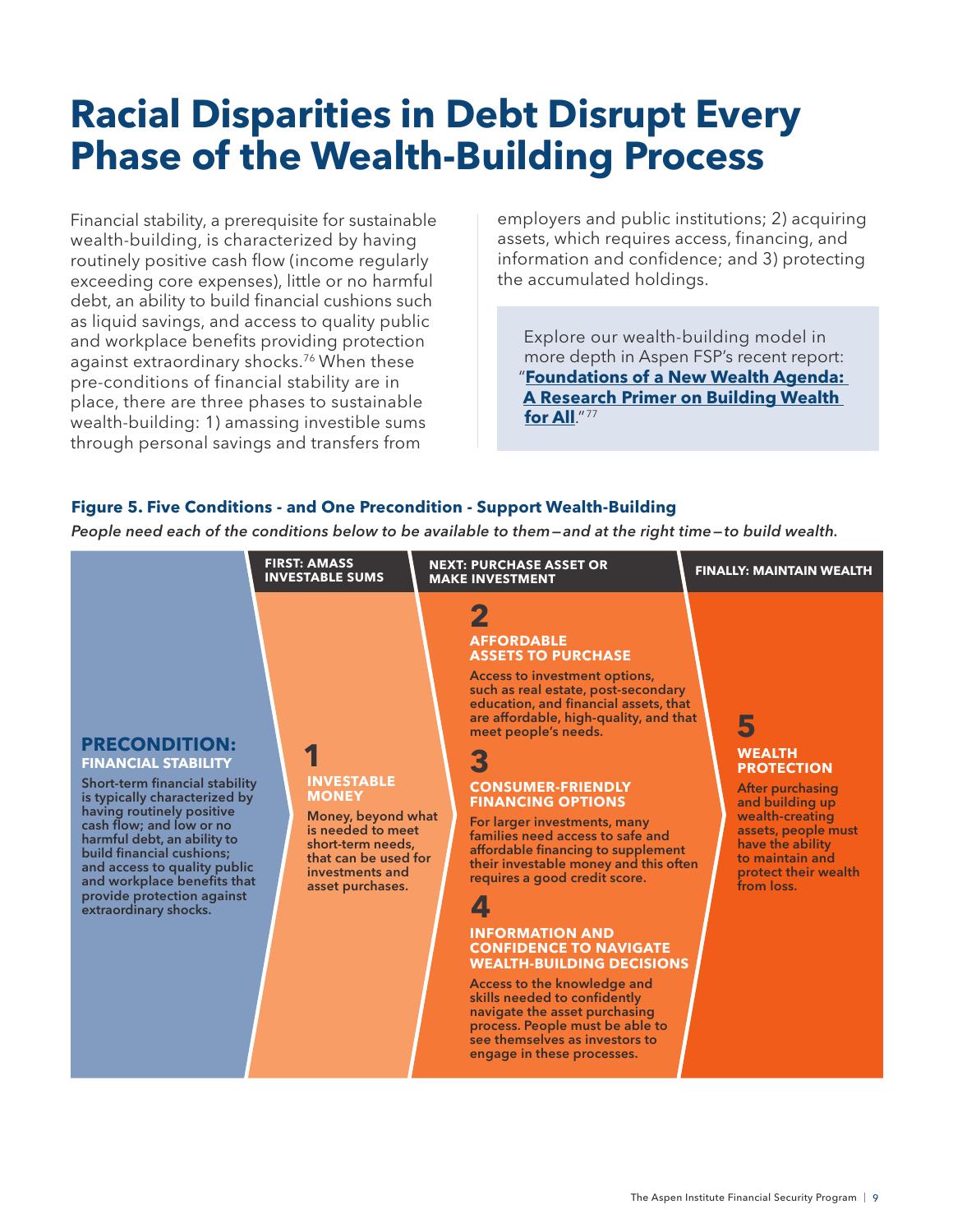# Racial Disparities in Debt Disrupt Every Phase of the Wealth-Building Process

Financial stability, a prerequisite for sustainable wealth-building, is characterized by having routinely positive cash flow (income regularly exceeding core expenses), little or no harmful debt, an ability to build financial cushions such as liquid savings, and access to quality public and workplace benefits providing protection against extraordinary shocks.[76] When these pre-conditions of financial stability are in place, there are three phases to sustainable wealth-building: 1) amassing investible sums through personal savings and transfers from employers and public institutions; 2) acquiring assets, which requires access, financing, and information and confidence; and 3) protecting the accumulated holdings.

> Explore our wealth-building model in more depth in Aspen FSP's recent report: "**Foundations of a New Wealth Agenda: A Research Primer on Building Wealth for All**."[77]

**Figure 5. Five Conditions - and One Precondition - Support Wealth-Building**

*People need each of the conditions below to be available to them—and at the right time—to build wealth.*

**PRECONDITION: FINANCIAL STABILITY**

Short-term financial stability is typically characterized by having routinely positive cash flow; and low or no harmful debt, an ability to build financial cushions; and access to quality public and workplace benefits that provide protection against extraordinary shocks.

**FIRST: AMASS INVESTABLE SUMS**

**1 INVESTABLE MONEY**

Money, beyond what is needed to meet short-term needs, that can be used for investments and asset purchases.

**NEXT: PURCHASE ASSET OR MAKE INVESTMENT**

**2 AFFORDABLE ASSETS TO PURCHASE**

Access to investment options, such as real estate, post-secondary education, and financial assets, that are affordable, high-quality, and that meet people's needs.

**3 CONSUMER-FRIENDLY FINANCING OPTIONS**

For larger investments, many families need access to safe and affordable financing to supplement their investable money and this often requires a good credit score.

**4 INFORMATION AND CONFIDENCE TO NAVIGATE WEALTH-BUILDING DECISIONS**

Access to the knowledge and skills needed to confidently navigate the asset purchasing process. People must be able to see themselves as investors to engage in these processes.

**FINALLY: MAINTAIN WEALTH**

**5 WEALTH PROTECTION**

After purchasing and building up wealth-creating assets, people must have the ability to maintain and protect their wealth from loss.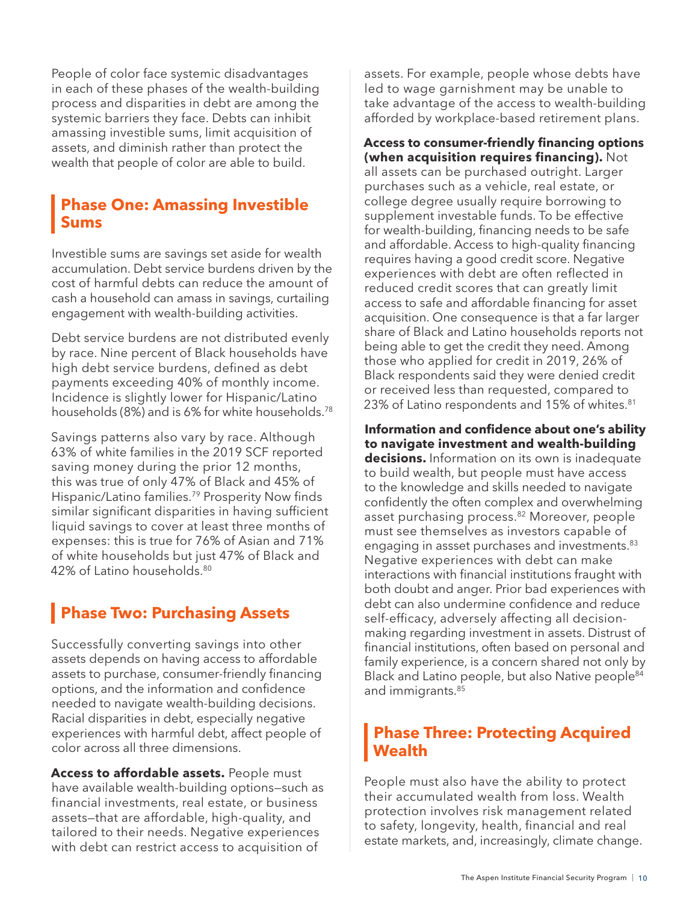People of color face systemic disadvantages in each of these phases of the wealth-building process and disparities in debt are among the systemic barriers they face. Debts can inhibit amassing investible sums, limit acquisition of assets, and diminish rather than protect the wealth that people of color are able to build.

## Phase One: Amassing Investible Sums

Investible sums are savings set aside for wealth accumulation. Debt service burdens driven by the cost of harmful debts can reduce the amount of cash a household can amass in savings, curtailing engagement with wealth-building activities.

Debt service burdens are not distributed evenly by race. Nine percent of Black households have high debt service burdens, defined as debt payments exceeding 40% of monthly income. Incidence is slightly lower for Hispanic/Latino households (8%) and is 6% for white households.[78]

Savings patterns also vary by race. Although 63% of white families in the 2019 SCF reported saving money during the prior 12 months, this was true of only 47% of Black and 45% of Hispanic/Latino families.[79] Prosperity Now finds similar significant disparities in having sufficient liquid savings to cover at least three months of expenses: this is true for 76% of Asian and 71% of white households but just 47% of Black and 42% of Latino households.[80]

## Phase Two: Purchasing Assets

Successfully converting savings into other assets depends on having access to affordable assets to purchase, consumer-friendly financing options, and the information and confidence needed to navigate wealth-building decisions. Racial disparities in debt, especially negative experiences with harmful debt, affect people of color across all three dimensions.

**Access to affordable assets.** People must have available wealth-building options—such as financial investments, real estate, or business assets—that are affordable, high-quality, and tailored to their needs. Negative experiences with debt can restrict access to acquisition of assets. For example, people whose debts have led to wage garnishment may be unable to take advantage of the access to wealth-building afforded by workplace-based retirement plans.

**Access to consumer-friendly financing options (when acquisition requires financing).** Not all assets can be purchased outright. Larger purchases such as a vehicle, real estate, or college degree usually require borrowing to supplement investable funds. To be effective for wealth-building, financing needs to be safe and affordable. Access to high-quality financing requires having a good credit score. Negative experiences with debt are often reflected in reduced credit scores that can greatly limit access to safe and affordable financing for asset acquisition. One consequence is that a far larger share of Black and Latino households reports not being able to get the credit they need. Among those who applied for credit in 2019, 26% of Black respondents said they were denied credit or received less than requested, compared to 23% of Latino respondents and 15% of whites.[81]

**Information and confidence about one's ability to navigate investment and wealth-building decisions.** Information on its own is inadequate to build wealth, but people must have access to the knowledge and skills needed to navigate confidently the often complex and overwhelming asset purchasing process.[82] Moreover, people must see themselves as investors capable of engaging in assset purchases and investments.[83] Negative experiences with debt can make interactions with financial institutions fraught with both doubt and anger. Prior bad experiences with debt can also undermine confidence and reduce self-efficacy, adversely affecting all decision-making regarding investment in assets. Distrust of financial institutions, often based on personal and family experience, is a concern shared not only by Black and Latino people, but also Native people[84] and immigrants.[85]

## Phase Three: Protecting Acquired Wealth

People must also have the ability to protect their accumulated wealth from loss. Wealth protection involves risk management related to safety, longevity, health, financial and real estate markets, and, increasingly, climate change.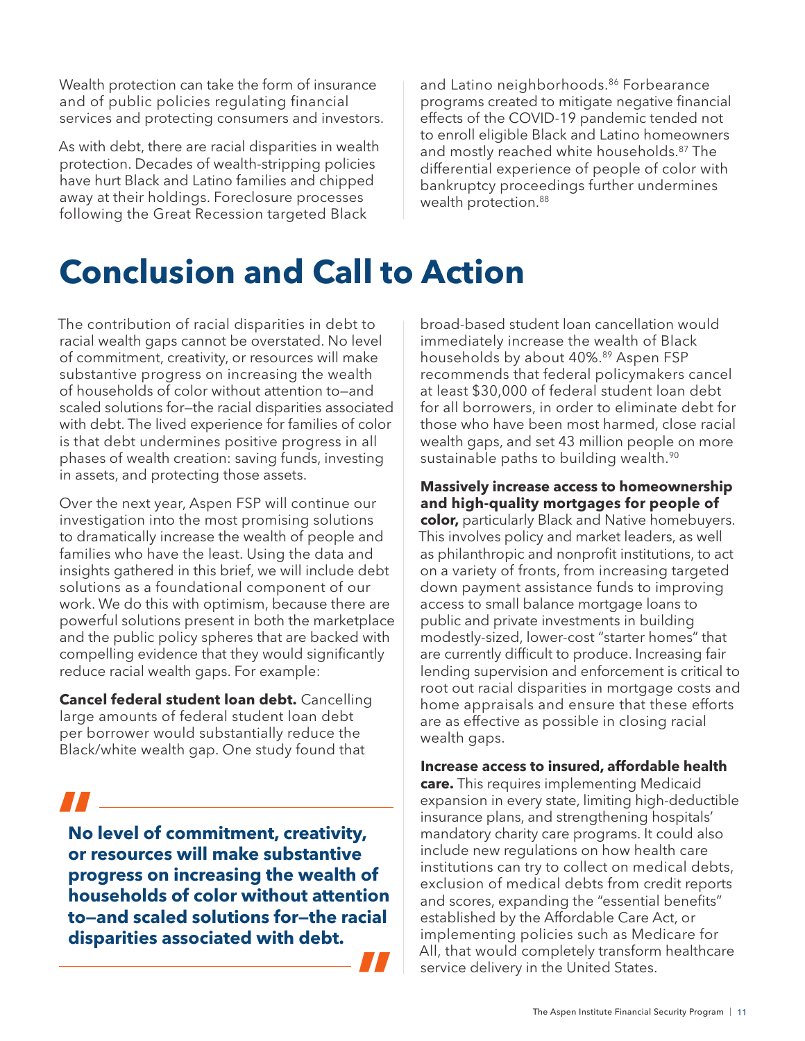Wealth protection can take the form of insurance and of public policies regulating financial services and protecting consumers and investors.

As with debt, there are racial disparities in wealth protection. Decades of wealth-stripping policies have hurt Black and Latino families and chipped away at their holdings. Foreclosure processes following the Great Recession targeted Black and Latino neighborhoods.[86] Forbearance programs created to mitigate negative financial effects of the COVID-19 pandemic tended not to enroll eligible Black and Latino homeowners and mostly reached white households.[87] The differential experience of people of color with bankruptcy proceedings further undermines wealth protection.[88]

# Conclusion and Call to Action

The contribution of racial disparities in debt to racial wealth gaps cannot be overstated. No level of commitment, creativity, or resources will make substantive progress on increasing the wealth of households of color without attention to—and scaled solutions for—the racial disparities associated with debt. The lived experience for families of color is that debt undermines positive progress in all phases of wealth creation: saving funds, investing in assets, and protecting those assets.

Over the next year, Aspen FSP will continue our investigation into the most promising solutions to dramatically increase the wealth of people and families who have the least. Using the data and insights gathered in this brief, we will include debt solutions as a foundational component of our work. We do this with optimism, because there are powerful solutions present in both the marketplace and the public policy spheres that are backed with compelling evidence that they would significantly reduce racial wealth gaps. For example:

**Cancel federal student loan debt.** Cancelling large amounts of federal student loan debt per borrower would substantially reduce the Black/white wealth gap. One study found that broad-based student loan cancellation would immediately increase the wealth of Black households by about 40%.[89] Aspen FSP recommends that federal policymakers cancel at least $30,000 of federal student loan debt for all borrowers, in order to eliminate debt for those who have been most harmed, close racial wealth gaps, and set 43 million people on more sustainable paths to building wealth.[90]

> **No level of commitment, creativity, or resources will make substantive progress on increasing the wealth of households of color without attention to—and scaled solutions for—the racial disparities associated with debt.**

**Massively increase access to homeownership and high-quality mortgages for people of color,** particularly Black and Native homebuyers. This involves policy and market leaders, as well as philanthropic and nonprofit institutions, to act on a variety of fronts, from increasing targeted down payment assistance funds to improving access to small balance mortgage loans to public and private investments in building modestly-sized, lower-cost "starter homes" that are currently difficult to produce. Increasing fair lending supervision and enforcement is critical to root out racial disparities in mortgage costs and home appraisals and ensure that these efforts are as effective as possible in closing racial wealth gaps.

**Increase access to insured, affordable health care.** This requires implementing Medicaid expansion in every state, limiting high-deductible insurance plans, and strengthening hospitals' mandatory charity care programs. It could also include new regulations on how health care institutions can try to collect on medical debts, exclusion of medical debts from credit reports and scores, expanding the "essential benefits" established by the Affordable Care Act, or implementing policies such as Medicare for All, that would completely transform healthcare service delivery in the United States.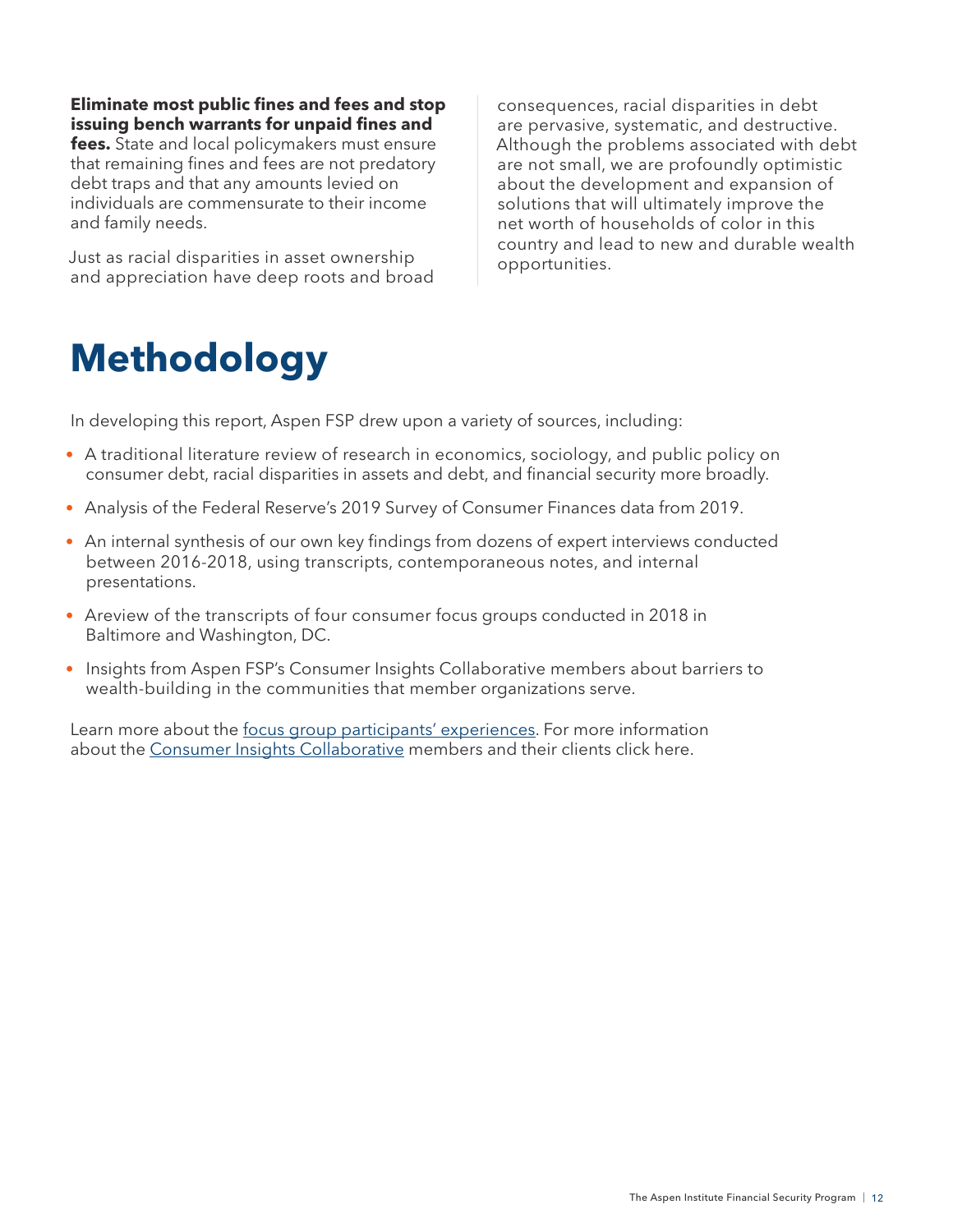**Eliminate most public fines and fees and stop issuing bench warrants for unpaid fines and fees.** State and local policymakers must ensure that remaining fines and fees are not predatory debt traps and that any amounts levied on individuals are commensurate to their income and family needs.

Just as racial disparities in asset ownership and appreciation have deep roots and broad consequences, racial disparities in debt are pervasive, systematic, and destructive. Although the problems associated with debt are not small, we are profoundly optimistic about the development and expansion of solutions that will ultimately improve the net worth of households of color in this country and lead to new and durable wealth opportunities.

# Methodology

In developing this report, Aspen FSP drew upon a variety of sources, including:

- A traditional literature review of research in economics, sociology, and public policy on consumer debt, racial disparities in assets and debt, and financial security more broadly.
- Analysis of the Federal Reserve's 2019 Survey of Consumer Finances data from 2019.
- An internal synthesis of our own key findings from dozens of expert interviews conducted between 2016-2018, using transcripts, contemporaneous notes, and internal presentations.
- Areview of the transcripts of four consumer focus groups conducted in 2018 in Baltimore and Washington, DC.
- Insights from Aspen FSP's Consumer Insights Collaborative members about barriers to wealth-building in the communities that member organizations serve.

Learn more about the focus group participants' experiences. For more information about the Consumer Insights Collaborative members and their clients click here.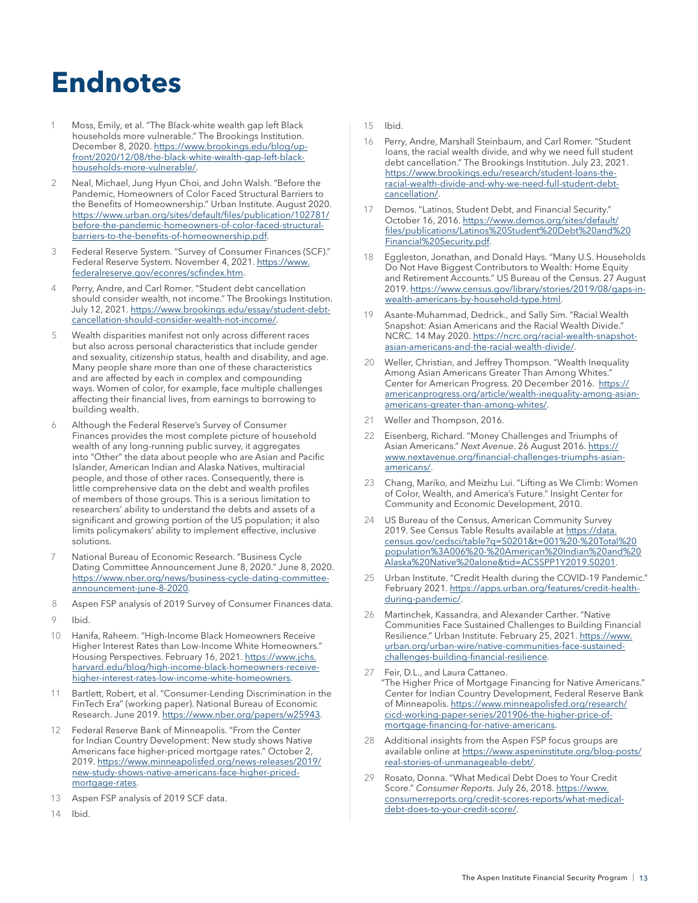# Endnotes

1. Moss, Emily, et al. "The Black-white wealth gap left Black households more vulnerable." The Brookings Institution. December 8, 2020. https://www.brookings.edu/blog/up-front/2020/12/08/the-black-white-wealth-gap-left-black-households-more-vulnerable/.
2. Neal, Michael, Jung Hyun Choi, and John Walsh. "Before the Pandemic, Homeowners of Color Faced Structural Barriers to the Benefits of Homeownership." Urban Institute. August 2020. https://www.urban.org/sites/default/files/publication/102781/before-the-pandemic-homeowners-of-color-faced-structural-barriers-to-the-benefits-of-homeownership.pdf.
3. Federal Reserve System. "Survey of Consumer Finances (SCF)." Federal Reserve System. November 4, 2021. https://www.federalreserve.gov/econres/scfindex.htm.
4. Perry, Andre, and Carl Romer. "Student debt cancellation should consider wealth, not income." The Brookings Institution. July 12, 2021. https://www.brookings.edu/essay/student-debt-cancellation-should-consider-wealth-not-income/.
5. Wealth disparities manifest not only across different races but also across personal characteristics that include gender and sexuality, citizenship status, health and disability, and age. Many people share more than one of these characteristics and are affected by each in complex and compounding ways. Women of color, for example, face multiple challenges affecting their financial lives, from earnings to borrowing to building wealth.
6. Although the Federal Reserve's Survey of Consumer Finances provides the most complete picture of household wealth of any long-running public survey, it aggregates into "Other" the data about people who are Asian and Pacific Islander, American Indian and Alaska Natives, multiracial people, and those of other races. Consequently, there is little comprehensive data on the debt and wealth profiles of members of those groups. This is a serious limitation to researchers' ability to understand the debts and assets of a significant and growing portion of the US population; it also limits policymakers' ability to implement effective, inclusive solutions.
7. National Bureau of Economic Research. "Business Cycle Dating Committee Announcement June 8, 2020." June 8, 2020. https://www.nber.org/news/business-cycle-dating-committee-announcement-june-8-2020.
8. Aspen FSP analysis of 2019 Survey of Consumer Finances data.
9. Ibid.
10. Hanifa, Raheem. "High-Income Black Homeowners Receive Higher Interest Rates than Low-Income White Homeowners." Housing Perspectives. February 16, 2021. https://www.jchs.harvard.edu/blog/high-income-black-homeowners-receive-higher-interest-rates-low-income-white-homeowners.
11. Bartlett, Robert, et al. "Consumer-Lending Discrimination in the FinTech Era" (working paper). National Bureau of Economic Research. June 2019. https://www.nber.org/papers/w25943.
12. Federal Reserve Bank of Minneapolis. "From the Center for Indian Country Development: New study shows Native Americans face higher-priced mortgage rates." October 2, 2019. https://www.minneapolisfed.org/news-releases/2019/new-study-shows-native-americans-face-higher-priced-mortgage-rates.
13. Aspen FSP analysis of 2019 SCF data.
14. Ibid.
15. Ibid.
16. Perry, Andre, Marshall Steinbaum, and Carl Romer. "Student loans, the racial wealth divide, and why we need full student debt cancellation." The Brookings Institution. July 23, 2021. https://www.brookings.edu/research/student-loans-the-racial-wealth-divide-and-why-we-need-full-student-debt-cancellation/.
17. Demos. "Latinos, Student Debt, and Financial Security." October 16, 2016. https://www.demos.org/sites/default/files/publications/Latinos%20Student%20Debt%20and%20Financial%20Security.pdf.
18. Eggleston, Jonathan, and Donald Hays. "Many U.S. Households Do Not Have Biggest Contributors to Wealth: Home Equity and Retirement Accounts." US Bureau of the Census. 27 August 2019. https://www.census.gov/library/stories/2019/08/gaps-in-wealth-americans-by-household-type.html.
19. Asante-Muhammad, Dedrick., and Sally Sim. "Racial Wealth Snapshot: Asian Americans and the Racial Wealth Divide." NCRC. 14 May 2020. https://ncrc.org/racial-wealth-snapshot-asian-americans-and-the-racial-wealth-divide/.
20. Weller, Christian, and Jeffrey Thompson. "Wealth Inequality Among Asian Americans Greater Than Among Whites." Center for American Progress. 20 December 2016. https://americanprogress.org/article/wealth-inequality-among-asian-americans-greater-than-among-whites/.
21. Weller and Thompson, 2016.
22. Eisenberg, Richard. "Money Challenges and Triumphs of Asian Americans." *Next Avenue*. 26 August 2016. https://www.nextavenue.org/financial-challenges-triumphs-asian-americans/.
23. Chang, Mariko, and Meizhu Lui. "Lifting as We Climb: Women of Color, Wealth, and America's Future." Insight Center for Community and Economic Development, 2010.
24. US Bureau of the Census, American Community Survey 2019. See Census Table Results available at https://data.census.gov/cedsci/table?q=S0201&t=001%20-%20Total%20population%3A006%20-%20American%20Indian%20and%20Alaska%20Native%20alone&tid=ACSSPP1Y2019.S0201.
25. Urban Institute. "Credit Health during the COVID-19 Pandemic." February 2021. https://apps.urban.org/features/credit-health-during-pandemic/.
26. Martinchek, Kassandra, and Alexander Carther. "Native Communities Face Sustained Challenges to Building Financial Resilience." Urban Institute. February 25, 2021. https://www.urban.org/urban-wire/native-communities-face-sustained-challenges-building-financial-resilience.
27. Feir, D.L., and Laura Cattaneo. "The Higher Price of Mortgage Financing for Native Americans." Center for Indian Country Development, Federal Reserve Bank of Minneapolis. https://www.minneapolisfed.org/research/cicd-working-paper-series/201906-the-higher-price-of-mortgage-financing-for-native-americans.
28. Additional insights from the Aspen FSP focus groups are available online at https://www.aspeninstitute.org/blog-posts/real-stories-of-unmanageable-debt/.
29. Rosato, Donna. "What Medical Debt Does to Your Credit Score." *Consumer Reports*. July 26, 2018. https://www.consumerreports.org/credit-scores-reports/what-medical-debt-does-to-your-credit-score/.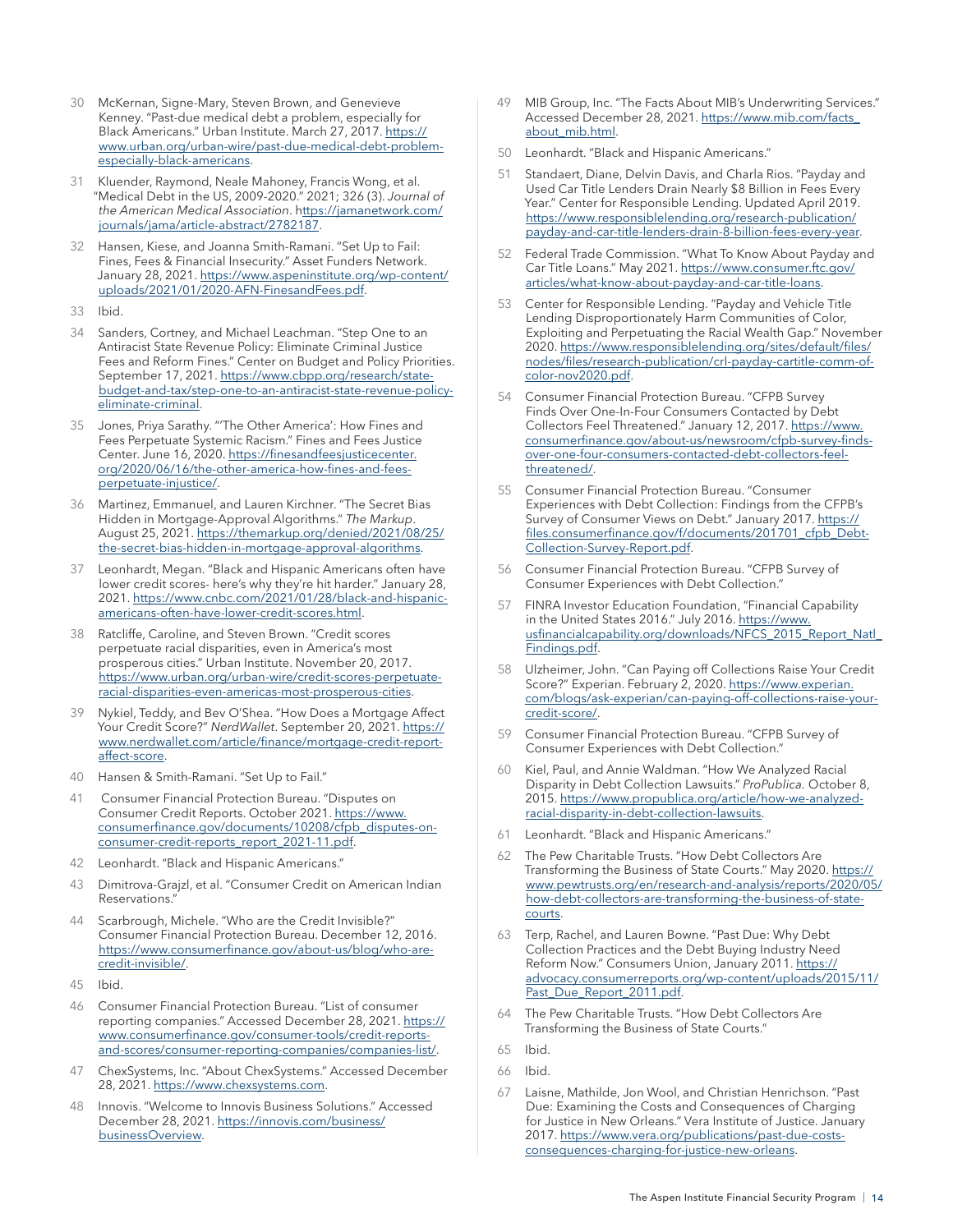30 McKernan, Signe-Mary, Steven Brown, and Genevieve Kenney. "Past-due medical debt a problem, especially for Black Americans." Urban Institute. March 27, 2017. https://www.urban.org/urban-wire/past-due-medical-debt-problem-especially-black-americans.

31 Kluender, Raymond, Neale Mahoney, Francis Wong, et al. "Medical Debt in the US, 2009-2020." 2021; 326 (3). *Journal of the American Medical Association*. https://jamanetwork.com/journals/jama/article-abstract/2782187.

32 Hansen, Kiese, and Joanna Smith-Ramani. "Set Up to Fail: Fines, Fees & Financial Insecurity." Asset Funders Network. January 28, 2021. https://www.aspeninstitute.org/wp-content/uploads/2021/01/2020-AFN-FinesandFees.pdf.

33 Ibid.

34 Sanders, Cortney, and Michael Leachman. "Step One to an Antiracist State Revenue Policy: Eliminate Criminal Justice Fees and Reform Fines." Center on Budget and Policy Priorities. September 17, 2021. https://www.cbpp.org/research/state-budget-and-tax/step-one-to-an-antiracist-state-revenue-policy-eliminate-criminal.

35 Jones, Priya Sarathy. "'The Other America': How Fines and Fees Perpetuate Systemic Racism." Fines and Fees Justice Center. June 16, 2020. https://finesandfeesjusticecenter.org/2020/06/16/the-other-america-how-fines-and-fees-perpetuate-injustice/.

36 Martinez, Emmanuel, and Lauren Kirchner. "The Secret Bias Hidden in Mortgage-Approval Algorithms." *The Markup*. August 25, 2021. https://themarkup.org/denied/2021/08/25/the-secret-bias-hidden-in-mortgage-approval-algorithms.

37 Leonhardt, Megan. "Black and Hispanic Americans often have lower credit scores- here's why they're hit harder." January 28, 2021. https://www.cnbc.com/2021/01/28/black-and-hispanic-americans-often-have-lower-credit-scores.html.

38 Ratcliffe, Caroline, and Steven Brown. "Credit scores perpetuate racial disparities, even in America's most prosperous cities." Urban Institute. November 20, 2017. https://www.urban.org/urban-wire/credit-scores-perpetuate-racial-disparities-even-americas-most-prosperous-cities.

39 Nykiel, Teddy, and Bev O'Shea. "How Does a Mortgage Affect Your Credit Score?" *NerdWallet*. September 20, 2021. https://www.nerdwallet.com/article/finance/mortgage-credit-report-affect-score.

40 Hansen & Smith-Ramani. "Set Up to Fail."

41 Consumer Financial Protection Bureau. "Disputes on Consumer Credit Reports. October 2021. https://www.consumerfinance.gov/documents/10208/cfpb_disputes-on-consumer-credit-reports_report_2021-11.pdf.

42 Leonhardt. "Black and Hispanic Americans."

43 Dimitrova-Grajzl, et al. "Consumer Credit on American Indian Reservations."

44 Scarbrough, Michele. "Who are the Credit Invisible?" Consumer Financial Protection Bureau. December 12, 2016. https://www.consumerfinance.gov/about-us/blog/who-are-credit-invisible/.

45 Ibid.

46 Consumer Financial Protection Bureau. "List of consumer reporting companies." Accessed December 28, 2021. https://www.consumerfinance.gov/consumer-tools/credit-reports-and-scores/consumer-reporting-companies/companies-list/.

47 ChexSystems, Inc. "About ChexSystems." Accessed December 28, 2021. https://www.chexsystems.com.

48 Innovis. "Welcome to Innovis Business Solutions." Accessed December 28, 2021. https://innovis.com/business/businessOverview.

49 MIB Group, Inc. "The Facts About MIB's Underwriting Services." Accessed December 28, 2021. https://www.mib.com/facts_about_mib.html.

50 Leonhardt. "Black and Hispanic Americans."

51 Standaert, Diane, Delvin Davis, and Charla Rios. "Payday and Used Car Title Lenders Drain Nearly $8 Billion in Fees Every Year." Center for Responsible Lending. Updated April 2019. https://www.responsiblelending.org/research-publication/payday-and-car-title-lenders-drain-8-billion-fees-every-year.

52 Federal Trade Commission. "What To Know About Payday and Car Title Loans." May 2021. https://www.consumer.ftc.gov/articles/what-know-about-payday-and-car-title-loans.

53 Center for Responsible Lending. "Payday and Vehicle Title Lending Disproportionately Harm Communities of Color, Exploiting and Perpetuating the Racial Wealth Gap." November 2020. https://www.responsiblelending.org/sites/default/files/nodes/files/research-publication/crl-payday-cartitle-comm-of-color-nov2020.pdf.

54 Consumer Financial Protection Bureau. "CFPB Survey Finds Over One-In-Four Consumers Contacted by Debt Collectors Feel Threatened." January 12, 2017. https://www.consumerfinance.gov/about-us/newsroom/cfpb-survey-finds-over-one-four-consumers-contacted-debt-collectors-feel-threatened/.

55 Consumer Financial Protection Bureau. "Consumer Experiences with Debt Collection: Findings from the CFPB's Survey of Consumer Views on Debt." January 2017. https://files.consumerfinance.gov/f/documents/201701_cfpb_Debt-Collection-Survey-Report.pdf.

56 Consumer Financial Protection Bureau. "CFPB Survey of Consumer Experiences with Debt Collection."

57 FINRA Investor Education Foundation, "Financial Capability in the United States 2016." July 2016. https://www.usfinancialcapability.org/downloads/NFCS_2015_Report_Natl_Findings.pdf.

58 Ulzheimer, John. "Can Paying off Collections Raise Your Credit Score?" Experian. February 2, 2020. https://www.experian.com/blogs/ask-experian/can-paying-off-collections-raise-your-credit-score/.

59 Consumer Financial Protection Bureau. "CFPB Survey of Consumer Experiences with Debt Collection."

60 Kiel, Paul, and Annie Waldman. "How We Analyzed Racial Disparity in Debt Collection Lawsuits." *ProPublica.* October 8, 2015. https://www.propublica.org/article/how-we-analyzed-racial-disparity-in-debt-collection-lawsuits.

61 Leonhardt. "Black and Hispanic Americans."

62 The Pew Charitable Trusts. "How Debt Collectors Are Transforming the Business of State Courts." May 2020. https://www.pewtrusts.org/en/research-and-analysis/reports/2020/05/how-debt-collectors-are-transforming-the-business-of-state-courts.

63 Terp, Rachel, and Lauren Bowne. "Past Due: Why Debt Collection Practices and the Debt Buying Industry Need Reform Now." Consumers Union, January 2011. https://advocacy.consumerreports.org/wp-content/uploads/2015/11/Past_Due_Report_2011.pdf.

64 The Pew Charitable Trusts. "How Debt Collectors Are Transforming the Business of State Courts."

65 Ibid.

66 Ibid.

67 Laisne, Mathilde, Jon Wool, and Christian Henrichson. "Past Due: Examining the Costs and Consequences of Charging for Justice in New Orleans." Vera Institute of Justice. January 2017. https://www.vera.org/publications/past-due-costs-consequences-charging-for-justice-new-orleans.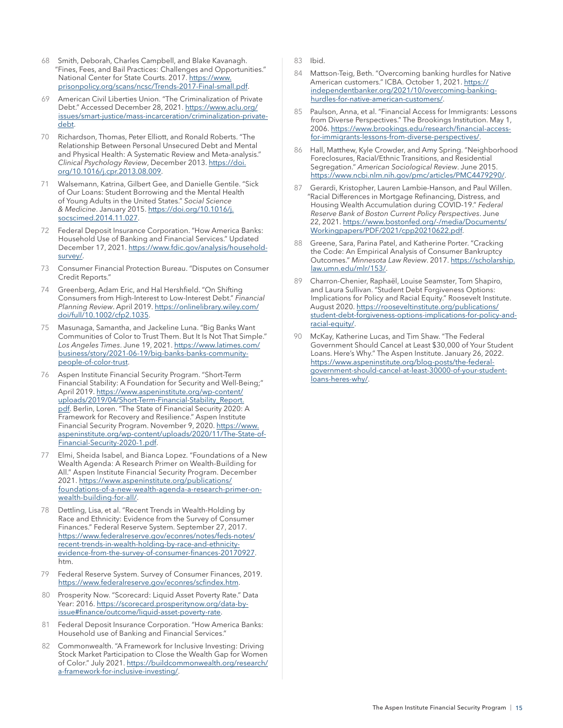68 Smith, Deborah, Charles Campbell, and Blake Kavanagh. "Fines, Fees, and Bail Practices: Challenges and Opportunities." National Center for State Courts. 2017. https://www.prisonpolicy.org/scans/ncsc/Trends-2017-Final-small.pdf.

69 American Civil Liberties Union. "The Criminalization of Private Debt." Accessed December 28, 2021. https://www.aclu.org/issues/smart-justice/mass-incarceration/criminalization-private-debt.

70 Richardson, Thomas, Peter Elliott, and Ronald Roberts. "The Relationship Between Personal Unsecured Debt and Mental and Physical Health: A Systematic Review and Meta-analysis." *Clinical Psychology Review*, December 2013. https://doi.org/10.1016/j.cpr.2013.08.009.

71 Walsemann, Katrina, Gilbert Gee, and Danielle Gentile. "Sick of Our Loans: Student Borrowing and the Mental Health of Young Adults in the United States." *Social Science & Medicine*. January 2015. https://doi.org/10.1016/j.socscimed.2014.11.027.

72 Federal Deposit Insurance Corporation. "How America Banks: Household Use of Banking and Financial Services." Updated December 17, 2021. https://www.fdic.gov/analysis/household-survey/.

73 Consumer Financial Protection Bureau. "Disputes on Consumer Credit Reports."

74 Greenberg, Adam Eric, and Hal Hershfield. "On Shifting Consumers from High-Interest to Low-Interest Debt." *Financial Planning Review*. April 2019. https://onlinelibrary.wiley.com/doi/full/10.1002/cfp2.1035.

75 Masunaga, Samantha, and Jackeline Luna. "Big Banks Want Communities of Color to Trust Them. But It Is Not That Simple." *Los Angeles Times*. June 19, 2021. https://www.latimes.com/business/story/2021-06-19/big-banks-banks-community-people-of-color-trust.

76 Aspen Institute Financial Security Program. "Short-Term Financial Stability: A Foundation for Security and Well-Being;" April 2019. https://www.aspeninstitute.org/wp-content/uploads/2019/04/Short-Term-Financial-Stability_Report.pdf. Berlin, Loren. "The State of Financial Security 2020: A Framework for Recovery and Resilience." Aspen Institute Financial Security Program. November 9, 2020. https://www.aspeninstitute.org/wp-content/uploads/2020/11/The-State-of-Financial-Security-2020-1.pdf.

77 Elmi, Sheida Isabel, and Bianca Lopez. "Foundations of a New Wealth Agenda: A Research Primer on Wealth-Building for All." Aspen Institute Financial Security Program. December 2021. https://www.aspeninstitute.org/publications/foundations-of-a-new-wealth-agenda-a-research-primer-on-wealth-building-for-all/.

78 Dettling, Lisa, et al. "Recent Trends in Wealth-Holding by Race and Ethnicity: Evidence from the Survey of Consumer Finances." Federal Reserve System. September 27, 2017. https://www.federalreserve.gov/econres/notes/feds-notes/recent-trends-in-wealth-holding-by-race-and-ethnicity-evidence-from-the-survey-of-consumer-finances-20170927.htm.

79 Federal Reserve System. Survey of Consumer Finances, 2019. https://www.federalreserve.gov/econres/scfindex.htm.

80 Prosperity Now. "Scorecard: Liquid Asset Poverty Rate." Data Year: 2016. https://scorecard.prosperitynow.org/data-by-issue#finance/outcome/liquid-asset-poverty-rate.

81 Federal Deposit Insurance Corporation. "How America Banks: Household use of Banking and Financial Services."

82 Commonwealth. "A Framework for Inclusive Investing: Driving Stock Market Participation to Close the Wealth Gap for Women of Color." July 2021. https://buildcommonwealth.org/research/a-framework-for-inclusive-investing/.

83 Ibid.

84 Mattson-Teig, Beth. "Overcoming banking hurdles for Native American customers." ICBA. October 1, 2021. https://independentbanker.org/2021/10/overcoming-banking-hurdles-for-native-american-customers/.

85 Paulson, Anna, et al. "Financial Access for Immigrants: Lessons from Diverse Perspectives." The Brookings Institution. May 1, 2006. https://www.brookings.edu/research/financial-access-for-immigrants-lessons-from-diverse-perspectives/.

86 Hall, Matthew, Kyle Crowder, and Amy Spring. "Neighborhood Foreclosures, Racial/Ethnic Transitions, and Residential Segregation." *American Sociological Review*. June 2015. https://www.ncbi.nlm.nih.gov/pmc/articles/PMC4479290/.

87 Gerardi, Kristopher, Lauren Lambie-Hanson, and Paul Willen. "Racial Differences in Mortgage Refinancing, Distress, and Housing Wealth Accumulation during COVID-19." *Federal Reserve Bank of Boston Current Policy Perspectives*. June 22, 2021. https://www.bostonfed.org/-/media/Documents/Workingpapers/PDF/2021/cpp20210622.pdf.

88 Greene, Sara, Parina Patel, and Katherine Porter. "Cracking the Code: An Empirical Analysis of Consumer Bankruptcy Outcomes." *Minnesota Law Review*. 2017. https://scholarship.law.umn.edu/mlr/153/.

89 Charron-Chenier, Raphaël, Louise Seamster, Tom Shapiro, and Laura Sullivan. "Student Debt Forgiveness Options: Implications for Policy and Racial Equity." Roosevelt Institute. August 2020. https://rooseveltinstitute.org/publications/student-debt-forgiveness-options-implications-for-policy-and-racial-equity/.

90 McKay, Katherine Lucas, and Tim Shaw. "The Federal Government Should Cancel at Least $30,000 of Your Student Loans. Here's Why." The Aspen Institute. January 26, 2022. https://www.aspeninstitute.org/blog-posts/the-federal-government-should-cancel-at-least-30000-of-your-student-loans-heres-why/.